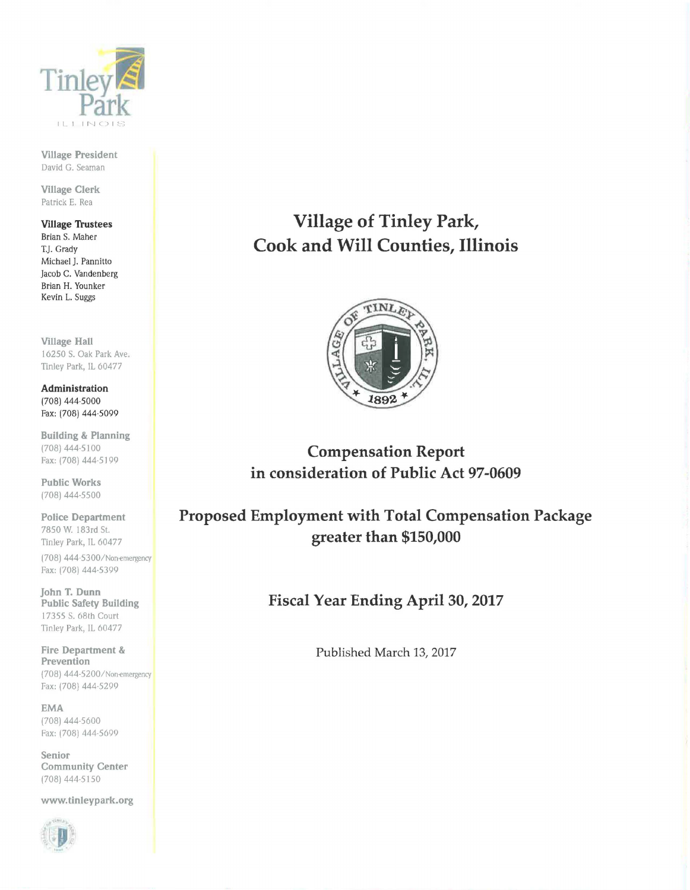Tinley Park
ILLINOIS

**Village President**
David G. Seaman

**Village Clerk**
Patrick E. Rea

**Village Trustees**
Brian S. Maher
T.J. Grady
Michael J. Pannitto
Jacob C. Vandenberg
Brian H. Younker
Kevin L. Suggs

**Village Hall**
16250 S. Oak Park Ave.
Tinley Park, IL 60477

**Administration**
(708) 444-5000
Fax: (708) 444-5099

**Building & Planning**
(708) 444-5100
Fax: (708) 444-5199

**Public Works**
(708) 444-5500

**Police Department**
7850 W. 183rd St.
Tinley Park, IL 60477
(708) 444-5300/Non-emergency
Fax: (708) 444-5399

**John T. Dunn Public Safety Building**
17355 S. 68th Court
Tinley Park, IL 60477

**Fire Department & Prevention**
(708) 444-5200/Non-emergency
Fax: (708) 444-5299

**EMA**
(708) 444-5600
Fax: (708) 444-5699

**Senior Community Center**
(708) 444-5150

www.tinleypark.org

# Village of Tinley Park, Cook and Will Counties, Illinois

VILLAGE OF TINLEY PARK, ILL. 1892

## Compensation Report in consideration of Public Act 97-0609

## Proposed Employment with Total Compensation Package greater than $150,000

## Fiscal Year Ending April 30, 2017

Published March 13, 2017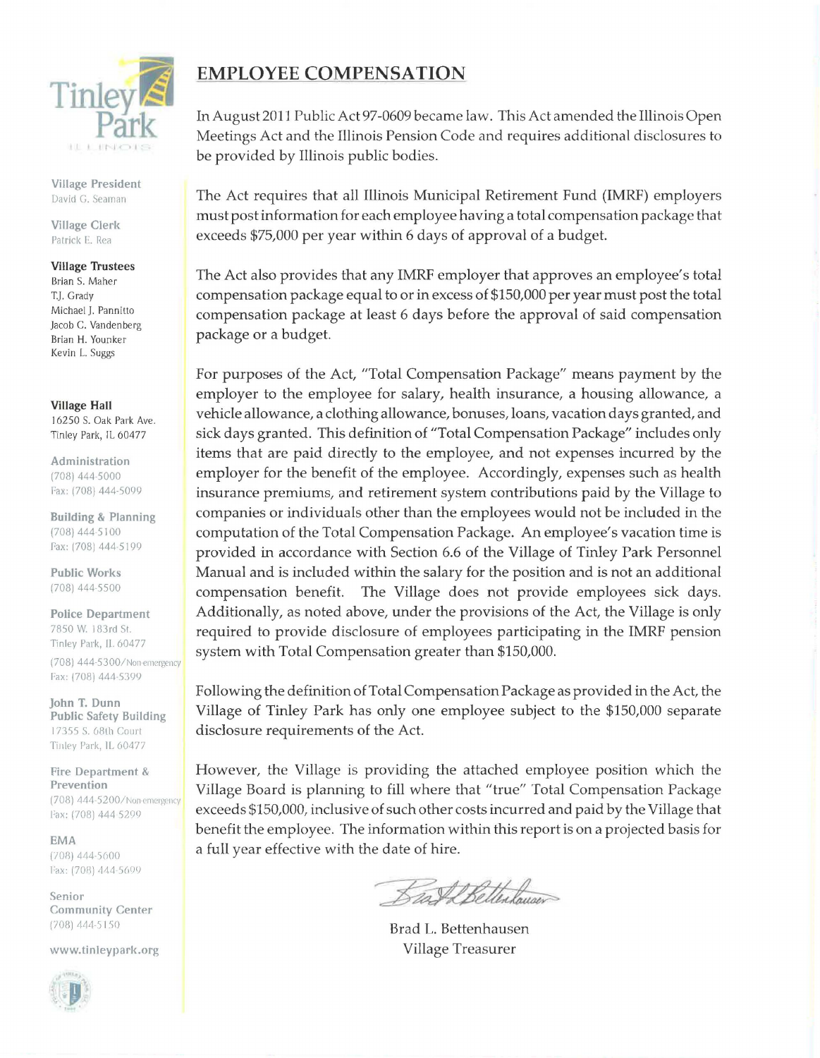Tinley Park

ILLINOIS

**Village President**
David G. Seaman

**Village Clerk**
Patrick E. Rea

**Village Trustees**
Brian S. Maher
T.J. Grady
Michael J. Pannitto
Jacob C. Vandenberg
Brian H. Younker
Kevin L. Suggs

**Village Hall**
16250 S. Oak Park Ave.
Tinley Park, IL 60477

**Administration**
(708) 444-5000
Fax: (708) 444-5099

**Building & Planning**
(708) 444-5100
Fax: (708) 444-5199

**Public Works**
(708) 444-5500

**Police Department**
7850 W. 183rd St.
Tinley Park, IL 60477
(708) 444-5300/Non-emergency
Fax: (708) 444-5399

**John T. Dunn Public Safety Building**
17355 S. 68th Court
Tinley Park, IL 60477

**Fire Department & Prevention**
(708) 444-5200/Non-emergency
Fax: (708) 444-5299

**EMA**
(708) 444-5600
Fax: (708) 444-5699

**Senior Community Center**
(708) 444-5150

www.tinleypark.org

# EMPLOYEE COMPENSATION

In August 2011 Public Act 97-0609 became law. This Act amended the Illinois Open Meetings Act and the Illinois Pension Code and requires additional disclosures to be provided by Illinois public bodies.

The Act requires that all Illinois Municipal Retirement Fund (IMRF) employers must post information for each employee having a total compensation package that exceeds $75,000 per year within 6 days of approval of a budget.

The Act also provides that any IMRF employer that approves an employee's total compensation package equal to or in excess of $150,000 per year must post the total compensation package at least 6 days before the approval of said compensation package or a budget.

For purposes of the Act, "Total Compensation Package" means payment by the employer to the employee for salary, health insurance, a housing allowance, a vehicle allowance, a clothing allowance, bonuses, loans, vacation days granted, and sick days granted. This definition of "Total Compensation Package" includes only items that are paid directly to the employee, and not expenses incurred by the employer for the benefit of the employee. Accordingly, expenses such as health insurance premiums, and retirement system contributions paid by the Village to companies or individuals other than the employees would not be included in the computation of the Total Compensation Package. An employee's vacation time is provided in accordance with Section 6.6 of the Village of Tinley Park Personnel Manual and is included within the salary for the position and is not an additional compensation benefit. The Village does not provide employees sick days. Additionally, as noted above, under the provisions of the Act, the Village is only required to provide disclosure of employees participating in the IMRF pension system with Total Compensation greater than $150,000.

Following the definition of Total Compensation Package as provided in the Act, the Village of Tinley Park has only one employee subject to the $150,000 separate disclosure requirements of the Act.

However, the Village is providing the attached employee position which the Village Board is planning to fill where that "true" Total Compensation Package exceeds $150,000, inclusive of such other costs incurred and paid by the Village that benefit the employee. The information within this report is on a projected basis for a full year effective with the date of hire.

Brad L. Bettenhausen
Village Treasurer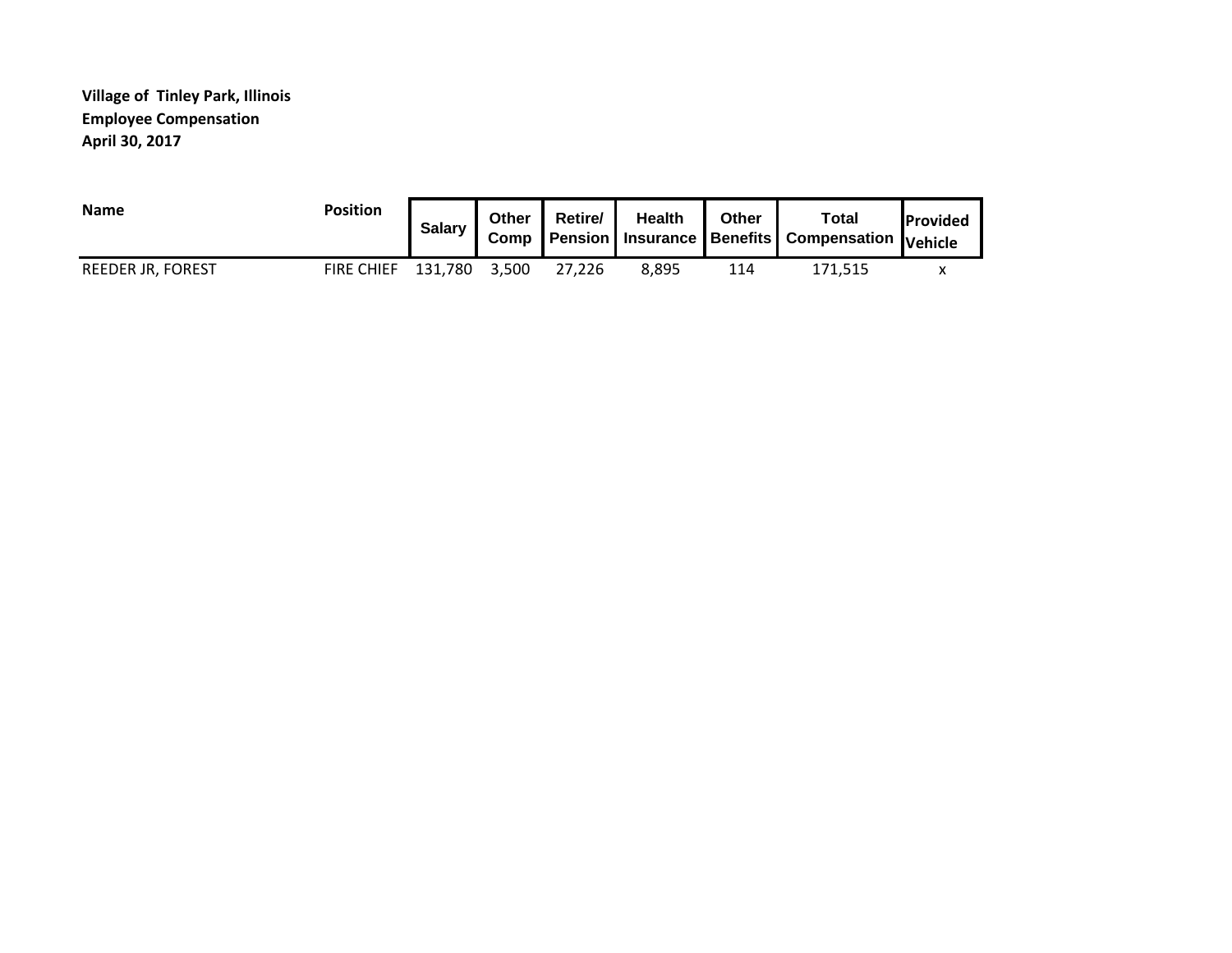**Village of Tinley Park, Illinois**
**Employee Compensation**
**April 30, 2017**

| Name | Position | Salary | Other Comp | Retire/ Pension | Health Insurance | Other Benefits | Total Compensation | Provided Vehicle |
|---|---|---|---|---|---|---|---|---|
| REEDER JR, FOREST | FIRE CHIEF | 131,780 | 3,500 | 27,226 | 8,895 | 114 | 171,515 | x |